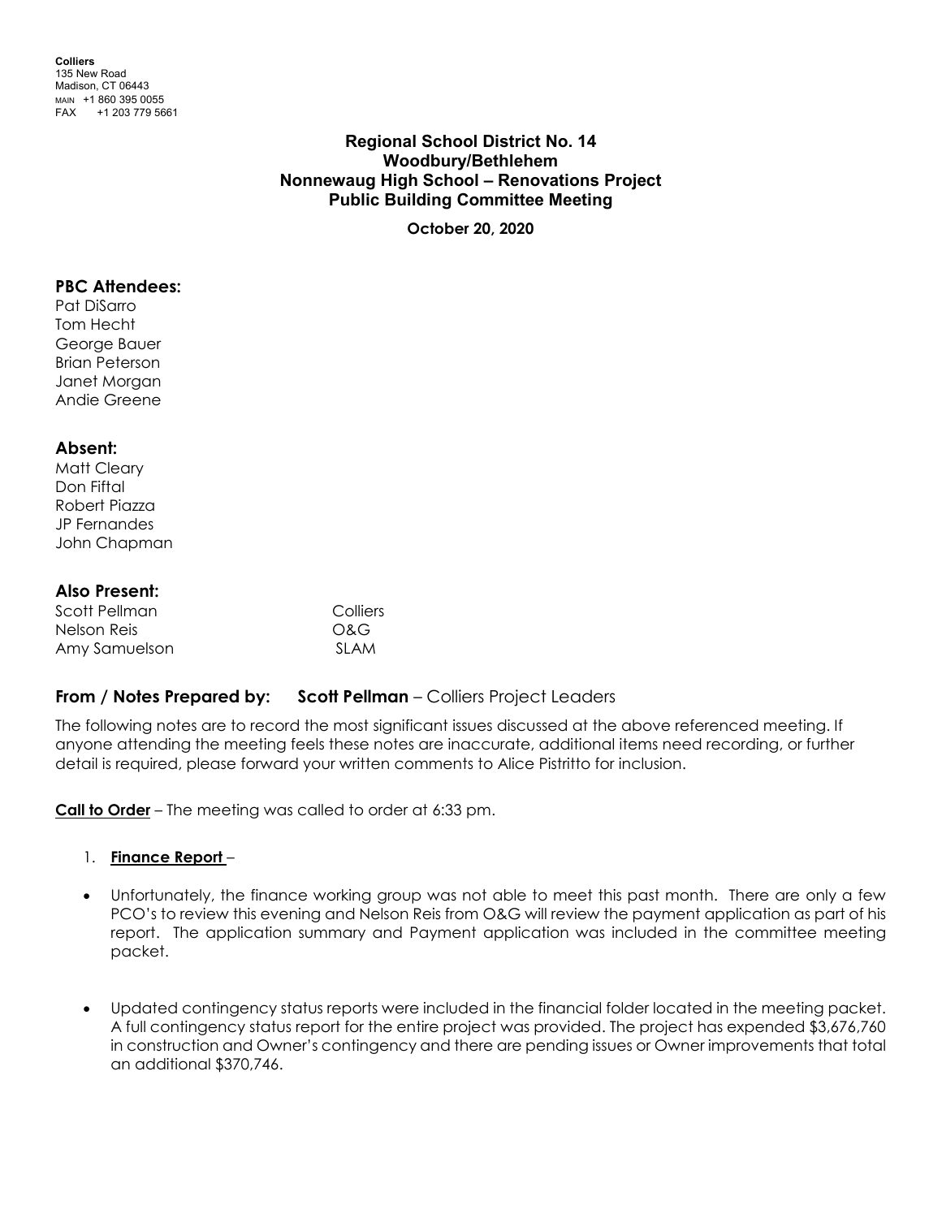**Colliers**
135 New Road
Madison, CT 06443
MAIN +1 860 395 0055
FAX +1 203 779 5661

# Regional School District No. 14
# Woodbury/Bethlehem
# Nonnewaug High School – Renovations Project
# Public Building Committee Meeting

**October 20, 2020**

## PBC Attendees:

Pat DiSarro
Tom Hecht
George Bauer
Brian Peterson
Janet Morgan
Andie Greene

## Absent:

Matt Cleary
Don Fiftal
Robert Piazza
JP Fernandes
John Chapman

## Also Present:

| | |
|---|---|
| Scott Pellman | Colliers |
| Nelson Reis | O&G |
| Amy Samuelson | SLAM |

**From / Notes Prepared by:** **Scott Pellman** – Colliers Project Leaders

The following notes are to record the most significant issues discussed at the above referenced meeting. If anyone attending the meeting feels these notes are inaccurate, additional items need recording, or further detail is required, please forward your written comments to Alice Pistritto for inclusion.

**Call to Order** – The meeting was called to order at 6:33 pm.

1. **Finance Report** –

- Unfortunately, the finance working group was not able to meet this past month. There are only a few PCO's to review this evening and Nelson Reis from O&G will review the payment application as part of his report. The application summary and Payment application was included in the committee meeting packet.

- Updated contingency status reports were included in the financial folder located in the meeting packet. A full contingency status report for the entire project was provided. The project has expended $3,676,760 in construction and Owner's contingency and there are pending issues or Owner improvements that total an additional $370,746.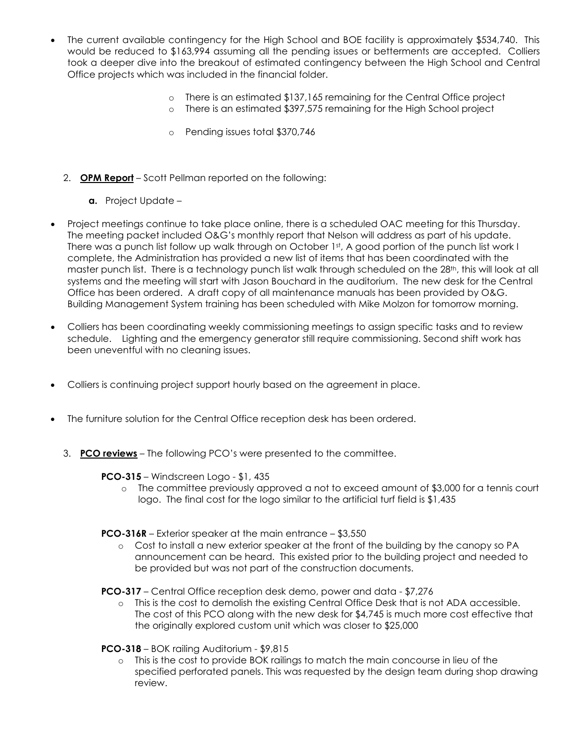- The current available contingency for the High School and BOE facility is approximately $534,740. This would be reduced to $163,994 assuming all the pending issues or betterments are accepted. Colliers took a deeper dive into the breakout of estimated contingency between the High School and Central Office projects which was included in the financial folder.
  - There is an estimated $137,165 remaining for the Central Office project
  - There is an estimated $397,575 remaining for the High School project
  - Pending issues total $370,746

2. **OPM Report** – Scott Pellman reported on the following:

   **a.** Project Update –

- Project meetings continue to take place online, there is a scheduled OAC meeting for this Thursday. The meeting packet included O&G's monthly report that Nelson will address as part of his update. There was a punch list follow up walk through on October 1st, A good portion of the punch list work I complete, the Administration has provided a new list of items that has been coordinated with the master punch list. There is a technology punch list walk through scheduled on the 28th, this will look at all systems and the meeting will start with Jason Bouchard in the auditorium. The new desk for the Central Office has been ordered. A draft copy of all maintenance manuals has been provided by O&G. Building Management System training has been scheduled with Mike Molzon for tomorrow morning.

- Colliers has been coordinating weekly commissioning meetings to assign specific tasks and to review schedule. Lighting and the emergency generator still require commissioning. Second shift work has been uneventful with no cleaning issues.

- Colliers is continuing project support hourly based on the agreement in place.

- The furniture solution for the Central Office reception desk has been ordered.

3. **PCO reviews** – The following PCO's were presented to the committee.

   **PCO-315** – Windscreen Logo - $1, 435
   - The committee previously approved a not to exceed amount of $3,000 for a tennis court logo. The final cost for the logo similar to the artificial turf field is $1,435

   **PCO-316R** – Exterior speaker at the main entrance – $3,550
   - Cost to install a new exterior speaker at the front of the building by the canopy so PA announcement can be heard. This existed prior to the building project and needed to be provided but was not part of the construction documents.

   **PCO-317** – Central Office reception desk demo, power and data - $7,276
   - This is the cost to demolish the existing Central Office Desk that is not ADA accessible. The cost of this PCO along with the new desk for $4,745 is much more cost effective that the originally explored custom unit which was closer to $25,000

   **PCO-318** – BOK railing Auditorium - $9,815
   - This is the cost to provide BOK railings to match the main concourse in lieu of the specified perforated panels. This was requested by the design team during shop drawing review.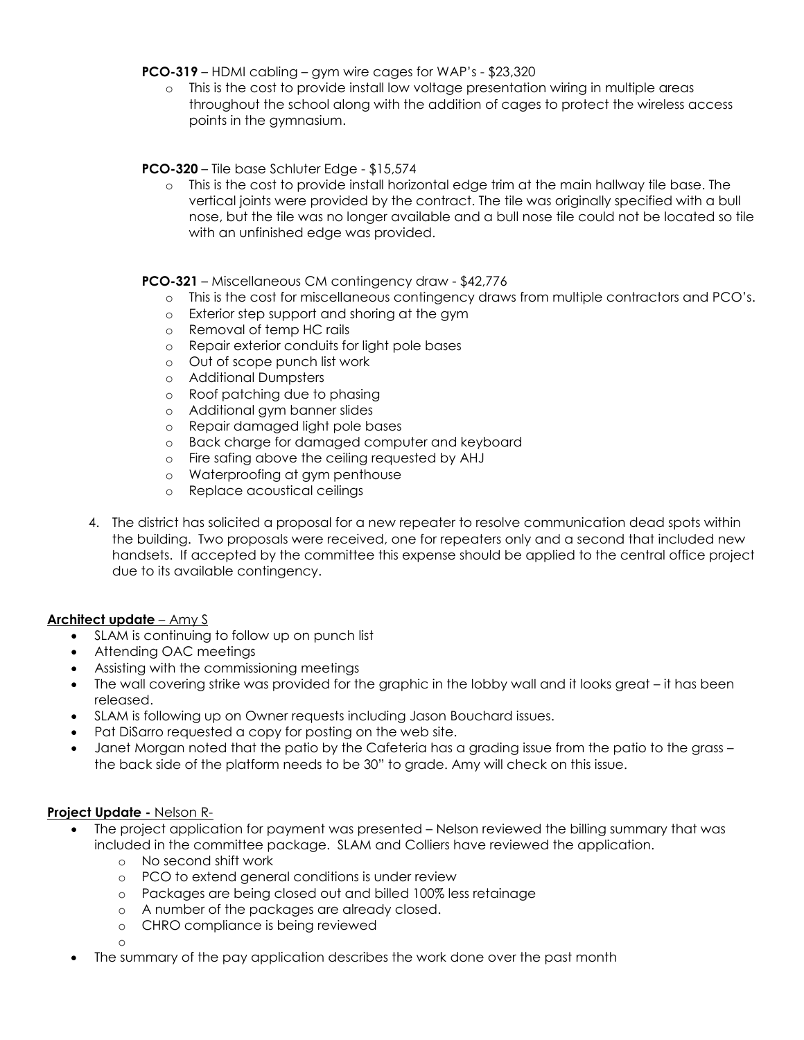**PCO-319** – HDMI cabling – gym wire cages for WAP's - $23,320

- This is the cost to provide install low voltage presentation wiring in multiple areas throughout the school along with the addition of cages to protect the wireless access points in the gymnasium.

**PCO-320** – Tile base Schluter Edge - $15,574

- This is the cost to provide install horizontal edge trim at the main hallway tile base. The vertical joints were provided by the contract. The tile was originally specified with a bull nose, but the tile was no longer available and a bull nose tile could not be located so tile with an unfinished edge was provided.

**PCO-321** – Miscellaneous CM contingency draw - $42,776

- This is the cost for miscellaneous contingency draws from multiple contractors and PCO's.
- Exterior step support and shoring at the gym
- Removal of temp HC rails
- Repair exterior conduits for light pole bases
- Out of scope punch list work
- Additional Dumpsters
- Roof patching due to phasing
- Additional gym banner slides
- Repair damaged light pole bases
- Back charge for damaged computer and keyboard
- Fire safing above the ceiling requested by AHJ
- Waterproofing at gym penthouse
- Replace acoustical ceilings

4. The district has solicited a proposal for a new repeater to resolve communication dead spots within the building. Two proposals were received, one for repeaters only and a second that included new handsets. If accepted by the committee this expense should be applied to the central office project due to its available contingency.

**Architect update** – Amy S

- SLAM is continuing to follow up on punch list
- Attending OAC meetings
- Assisting with the commissioning meetings
- The wall covering strike was provided for the graphic in the lobby wall and it looks great – it has been released.
- SLAM is following up on Owner requests including Jason Bouchard issues.
- Pat DiSarro requested a copy for posting on the web site.
- Janet Morgan noted that the patio by the Cafeteria has a grading issue from the patio to the grass – the back side of the platform needs to be 30" to grade. Amy will check on this issue.

**Project Update -** Nelson R-

- The project application for payment was presented – Nelson reviewed the billing summary that was included in the committee package. SLAM and Colliers have reviewed the application.
  - No second shift work
  - PCO to extend general conditions is under review
  - Packages are being closed out and billed 100% less retainage
  - A number of the packages are already closed.
  - CHRO compliance is being reviewed
- The summary of the pay application describes the work done over the past month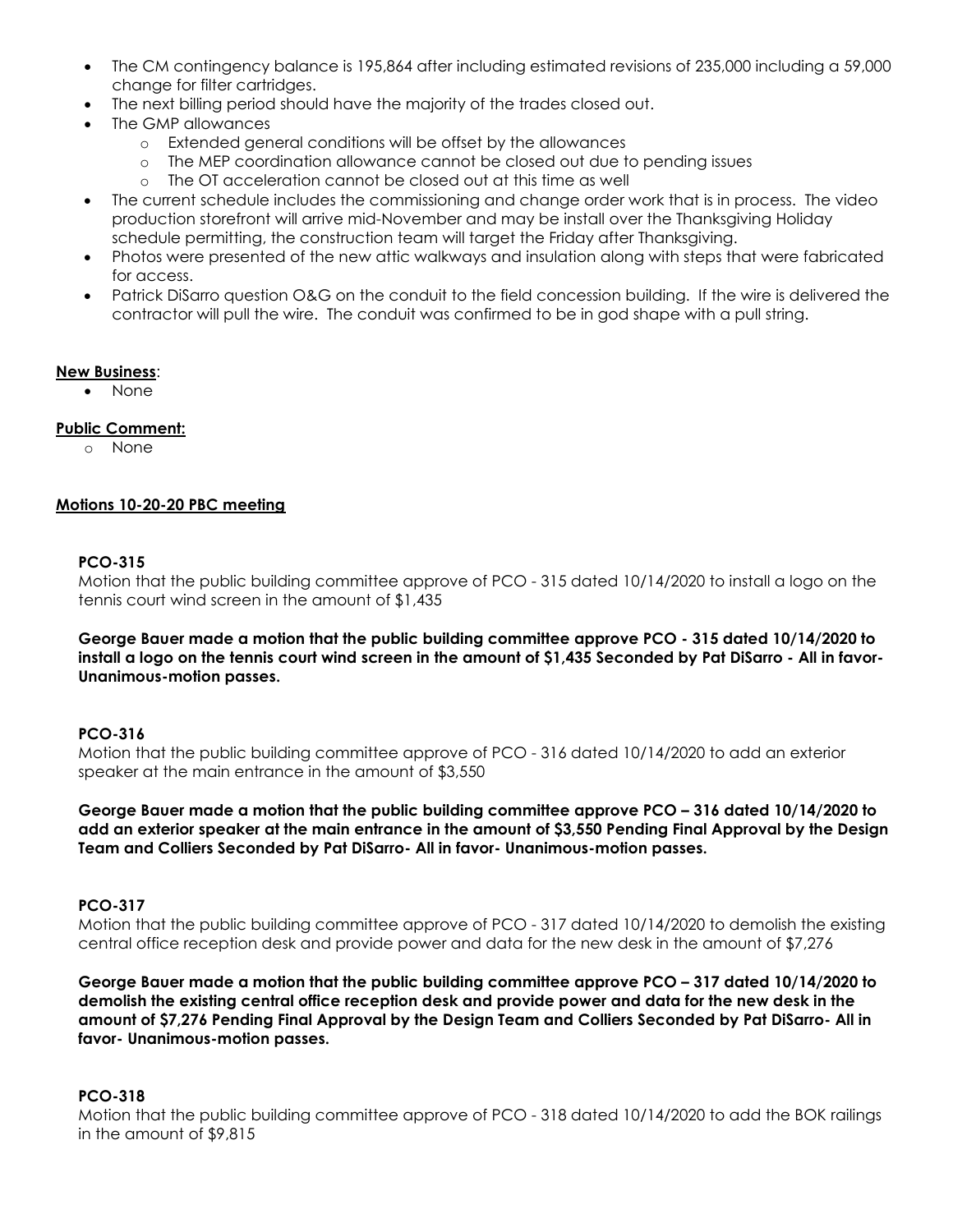- The CM contingency balance is 195,864 after including estimated revisions of 235,000 including a 59,000 change for filter cartridges.
- The next billing period should have the majority of the trades closed out.
- The GMP allowances
  - Extended general conditions will be offset by the allowances
  - The MEP coordination allowance cannot be closed out due to pending issues
  - The OT acceleration cannot be closed out at this time as well
- The current schedule includes the commissioning and change order work that is in process. The video production storefront will arrive mid-November and may be install over the Thanksgiving Holiday schedule permitting, the construction team will target the Friday after Thanksgiving.
- Photos were presented of the new attic walkways and insulation along with steps that were fabricated for access.
- Patrick DiSarro question O&G on the conduit to the field concession building. If the wire is delivered the contractor will pull the wire. The conduit was confirmed to be in god shape with a pull string.

**New Business**:
- None

**Public Comment:**
- None

**Motions 10-20-20 PBC meeting**

**PCO-315**

Motion that the public building committee approve of PCO - 315 dated 10/14/2020 to install a logo on the tennis court wind screen in the amount of $1,435

**George Bauer made a motion that the public building committee approve PCO - 315 dated 10/14/2020 to install a logo on the tennis court wind screen in the amount of $1,435 Seconded by Pat DiSarro - All in favor- Unanimous-motion passes.**

**PCO-316**

Motion that the public building committee approve of PCO - 316 dated 10/14/2020 to add an exterior speaker at the main entrance in the amount of $3,550

**George Bauer made a motion that the public building committee approve PCO – 316 dated 10/14/2020 to add an exterior speaker at the main entrance in the amount of $3,550 Pending Final Approval by the Design Team and Colliers Seconded by Pat DiSarro- All in favor- Unanimous-motion passes.**

**PCO-317**

Motion that the public building committee approve of PCO - 317 dated 10/14/2020 to demolish the existing central office reception desk and provide power and data for the new desk in the amount of $7,276

**George Bauer made a motion that the public building committee approve PCO – 317 dated 10/14/2020 to demolish the existing central office reception desk and provide power and data for the new desk in the amount of $7,276 Pending Final Approval by the Design Team and Colliers Seconded by Pat DiSarro- All in favor- Unanimous-motion passes.**

**PCO-318**

Motion that the public building committee approve of PCO - 318 dated 10/14/2020 to add the BOK railings in the amount of $9,815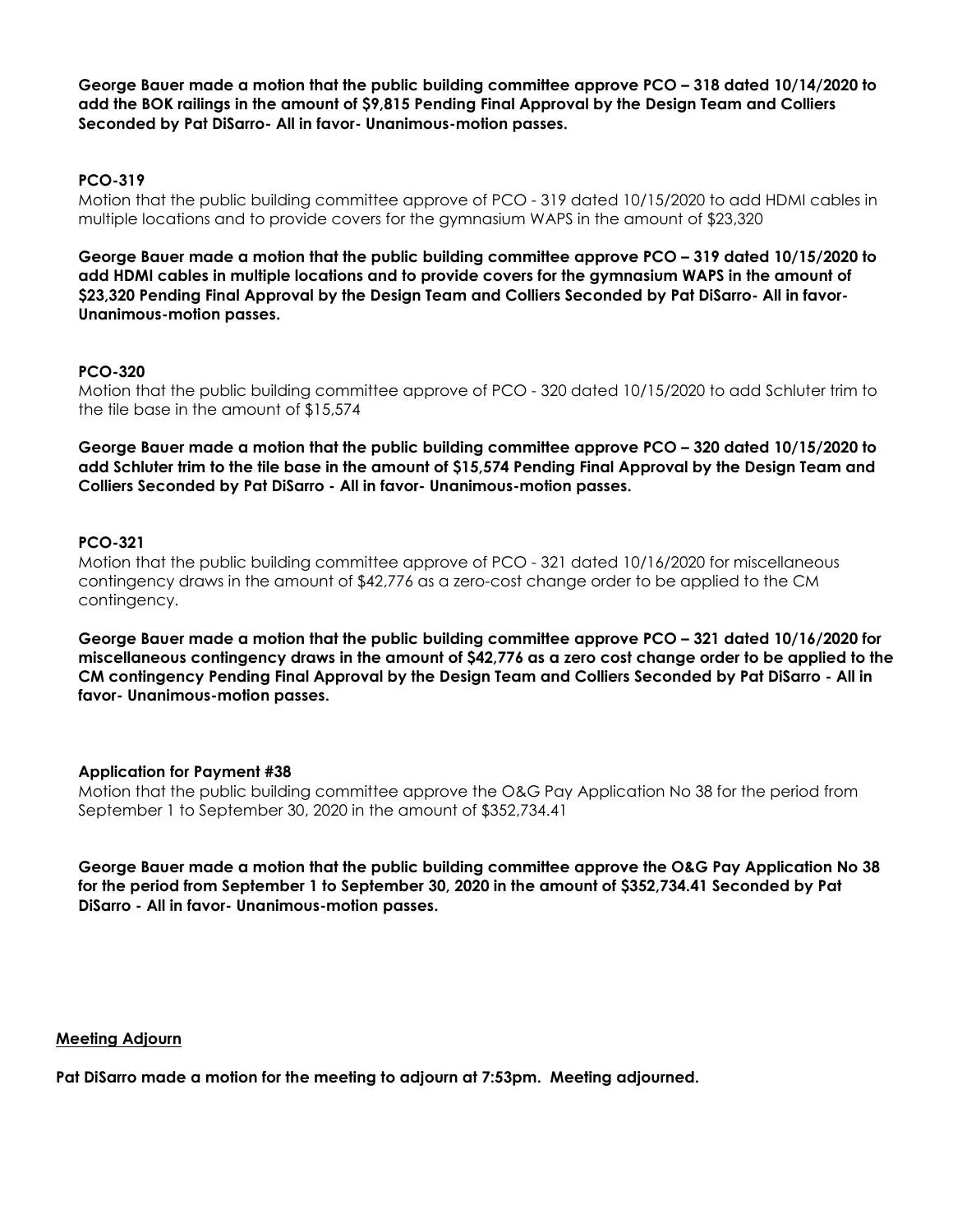**George Bauer made a motion that the public building committee approve PCO – 318 dated 10/14/2020 to add the BOK railings in the amount of $9,815 Pending Final Approval by the Design Team and Colliers Seconded by Pat DiSarro- All in favor- Unanimous-motion passes.**

**PCO-319**

Motion that the public building committee approve of PCO - 319 dated 10/15/2020 to add HDMI cables in multiple locations and to provide covers for the gymnasium WAPS in the amount of $23,320

**George Bauer made a motion that the public building committee approve PCO – 319 dated 10/15/2020 to add HDMI cables in multiple locations and to provide covers for the gymnasium WAPS in the amount of $23,320 Pending Final Approval by the Design Team and Colliers Seconded by Pat DiSarro- All in favor- Unanimous-motion passes.**

**PCO-320**

Motion that the public building committee approve of PCO - 320 dated 10/15/2020 to add Schluter trim to the tile base in the amount of $15,574

**George Bauer made a motion that the public building committee approve PCO – 320 dated 10/15/2020 to add Schluter trim to the tile base in the amount of $15,574 Pending Final Approval by the Design Team and Colliers Seconded by Pat DiSarro - All in favor- Unanimous-motion passes.**

**PCO-321**

Motion that the public building committee approve of PCO - 321 dated 10/16/2020 for miscellaneous contingency draws in the amount of $42,776 as a zero-cost change order to be applied to the CM contingency.

**George Bauer made a motion that the public building committee approve PCO – 321 dated 10/16/2020 for miscellaneous contingency draws in the amount of $42,776 as a zero cost change order to be applied to the CM contingency Pending Final Approval by the Design Team and Colliers Seconded by Pat DiSarro - All in favor- Unanimous-motion passes.**

**Application for Payment #38**

Motion that the public building committee approve the O&G Pay Application No 38 for the period from September 1 to September 30, 2020 in the amount of $352,734.41

**George Bauer made a motion that the public building committee approve the O&G Pay Application No 38 for the period from September 1 to September 30, 2020 in the amount of $352,734.41 Seconded by Pat DiSarro - All in favor- Unanimous-motion passes.**

**Meeting Adjourn**

**Pat DiSarro made a motion for the meeting to adjourn at 7:53pm. Meeting adjourned.**